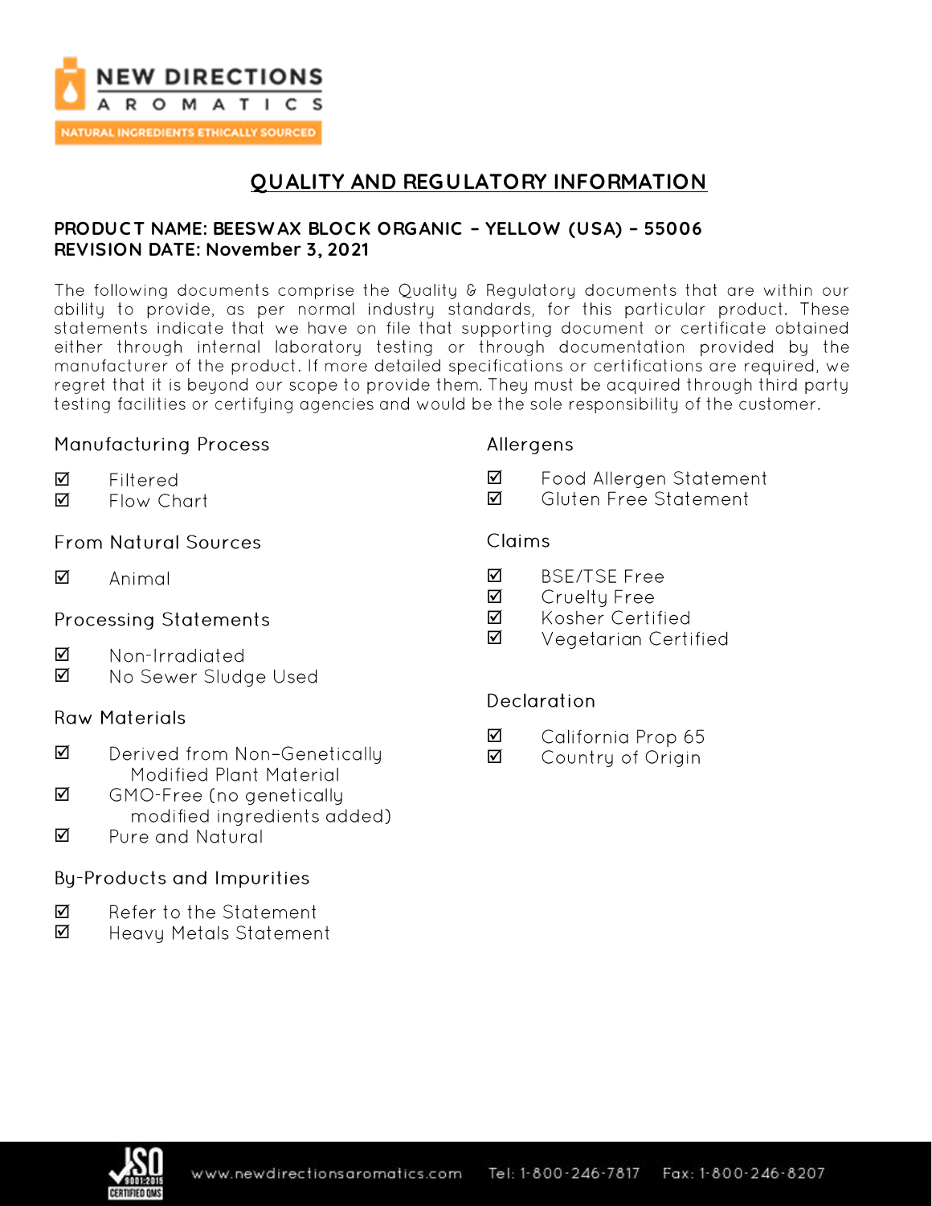NEW DIRECTIONS AROMATICS

NATURAL INGREDIENTS ETHICALLY SOURCED

# QUALITY AND REGULATORY INFORMATION

**PRODUCT NAME: BEESWAX BLOCK ORGANIC – YELLOW (USA) – 55006**
**REVISION DATE: November 3, 2021**

The following documents comprise the Quality & Regulatory documents that are within our ability to provide, as per normal industry standards, for this particular product. These statements indicate that we have on file that supporting document or certificate obtained either through internal laboratory testing or through documentation provided by the manufacturer of the product. If more detailed specifications or certifications are required, we regret that it is beyond our scope to provide them. They must be acquired through third party testing facilities or certifying agencies and would be the sole responsibility of the customer.

## Manufacturing Process

- ☑ Filtered
- ☑ Flow Chart

## From Natural Sources

- ☑ Animal

## Processing Statements

- ☑ Non-Irradiated
- ☑ No Sewer Sludge Used

## Raw Materials

- ☑ Derived from Non–Genetically Modified Plant Material
- ☑ GMO-Free (no genetically modified ingredients added)
- ☑ Pure and Natural

## By-Products and Impurities

- ☑ Refer to the Statement
- ☑ Heavy Metals Statement

## Allergens

- ☑ Food Allergen Statement
- ☑ Gluten Free Statement

## Claims

- ☑ BSE/TSE Free
- ☑ Cruelty Free
- ☑ Kosher Certified
- ☑ Vegetarian Certified

## Declaration

- ☑ California Prop 65
- ☑ Country of Origin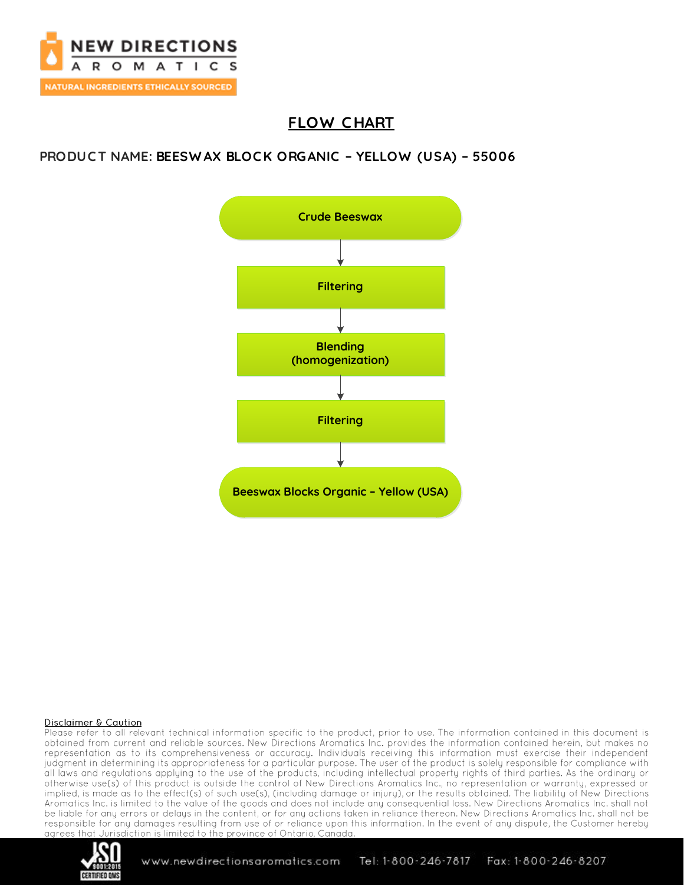# FLOW CHART

**PRODUCT NAME: BEESWAX BLOCK ORGANIC – YELLOW (USA) – 55006**

**Crude Beeswax**

↓

**Filtering**

↓

**Blending (homogenization)**

↓

**Filtering**

↓

**Beeswax Blocks Organic – Yellow (USA)**

Disclaimer & Caution

Please refer to all relevant technical information specific to the product, prior to use. The information contained in this document is obtained from current and reliable sources. New Directions Aromatics Inc. provides the information contained herein, but makes no representation as to its comprehensiveness or accuracy. Individuals receiving this information must exercise their independent judgment in determining its appropriateness for a particular purpose. The user of the product is solely responsible for compliance with all laws and regulations applying to the use of the products, including intellectual property rights of third parties. As the ordinary or otherwise use(s) of this product is outside the control of New Directions Aromatics Inc., no representation or warranty, expressed or implied, is made as to the effect(s) of such use(s), (including damage or injury), or the results obtained. The liability of New Directions Aromatics Inc. is limited to the value of the goods and does not include any consequential loss. New Directions Aromatics Inc. shall not be liable for any errors or delays in the content, or for any actions taken in reliance thereon. New Directions Aromatics Inc. shall not be responsible for any damages resulting from use of or reliance upon this information. In the event of any dispute, the Customer hereby agrees that Jurisdiction is limited to the province of Ontario, Canada.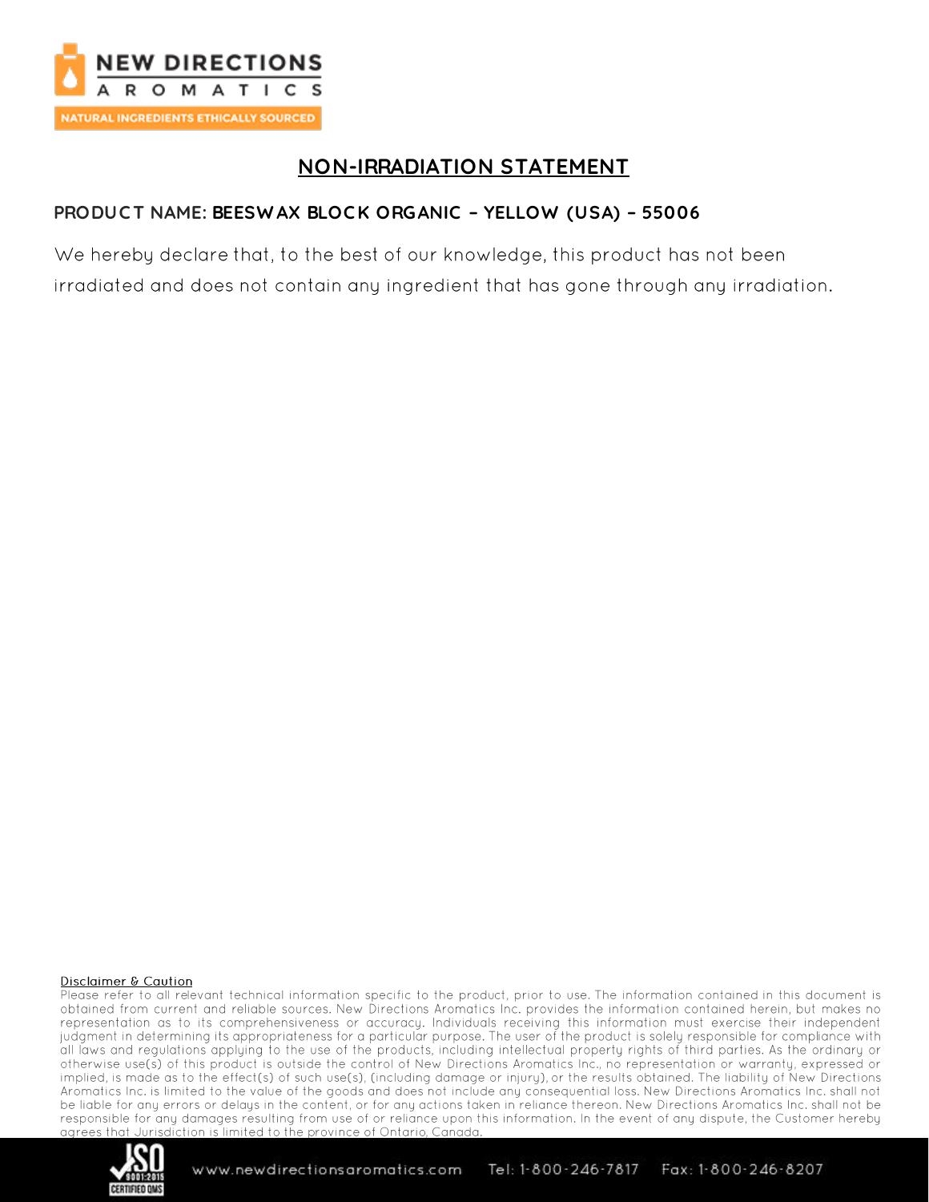NEW DIRECTIONS AROMATICS

NATURAL INGREDIENTS ETHICALLY SOURCED

# NON-IRRADIATION STATEMENT

**PRODUCT NAME: BEESWAX BLOCK ORGANIC – YELLOW (USA) – 55006**

We hereby declare that, to the best of our knowledge, this product has not been irradiated and does not contain any ingredient that has gone through any irradiation.

Disclaimer & Caution

Please refer to all relevant technical information specific to the product, prior to use. The information contained in this document is obtained from current and reliable sources. New Directions Aromatics Inc. provides the information contained herein, but makes no representation as to its comprehensiveness or accuracy. Individuals receiving this information must exercise their independent judgment in determining its appropriateness for a particular purpose. The user of the product is solely responsible for compliance with all laws and regulations applying to the use of the products, including intellectual property rights of third parties. As the ordinary or otherwise use(s) of this product is outside the control of New Directions Aromatics Inc., no representation or warranty, expressed or implied, is made as to the effect(s) of such use(s), (including damage or injury), or the results obtained. The liability of New Directions Aromatics Inc. is limited to the value of the goods and does not include any consequential loss. New Directions Aromatics Inc. shall not be liable for any errors or delays in the content, or for any actions taken in reliance thereon. New Directions Aromatics Inc. shall not be responsible for any damages resulting from use of or reliance upon this information. In the event of any dispute, the Customer hereby agrees that Jurisdiction is limited to the province of Ontario, Canada.

www.newdirectionsaromatics.com Tel: 1-800-246-7817 Fax: 1-800-246-8207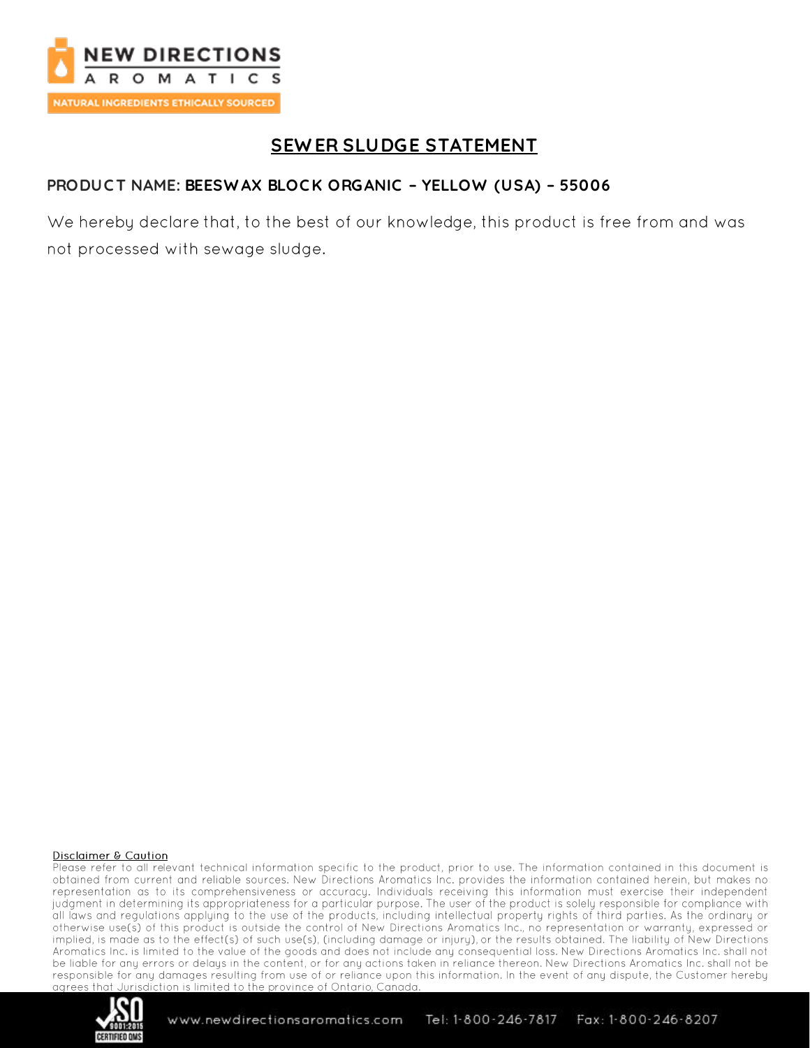## SEWER SLUDGE STATEMENT

**PRODUCT NAME: BEESWAX BLOCK ORGANIC – YELLOW (USA) – 55006**

We hereby declare that, to the best of our knowledge, this product is free from and was not processed with sewage sludge.

Disclaimer & Caution

Please refer to all relevant technical information specific to the product, prior to use. The information contained in this document is obtained from current and reliable sources. New Directions Aromatics Inc. provides the information contained herein, but makes no representation as to its comprehensiveness or accuracy. Individuals receiving this information must exercise their independent judgment in determining its appropriateness for a particular purpose. The user of the product is solely responsible for compliance with all laws and regulations applying to the use of the products, including intellectual property rights of third parties. As the ordinary or otherwise use(s) of this product is outside the control of New Directions Aromatics Inc., no representation or warranty, expressed or implied, is made as to the effect(s) of such use(s), (including damage or injury), or the results obtained. The liability of New Directions Aromatics Inc. is limited to the value of the goods and does not include any consequential loss. New Directions Aromatics Inc. shall not be liable for any errors or delays in the content, or for any actions taken in reliance thereon. New Directions Aromatics Inc. shall not be responsible for any damages resulting from use of or reliance upon this information. In the event of any dispute, the Customer hereby agrees that Jurisdiction is limited to the province of Ontario, Canada.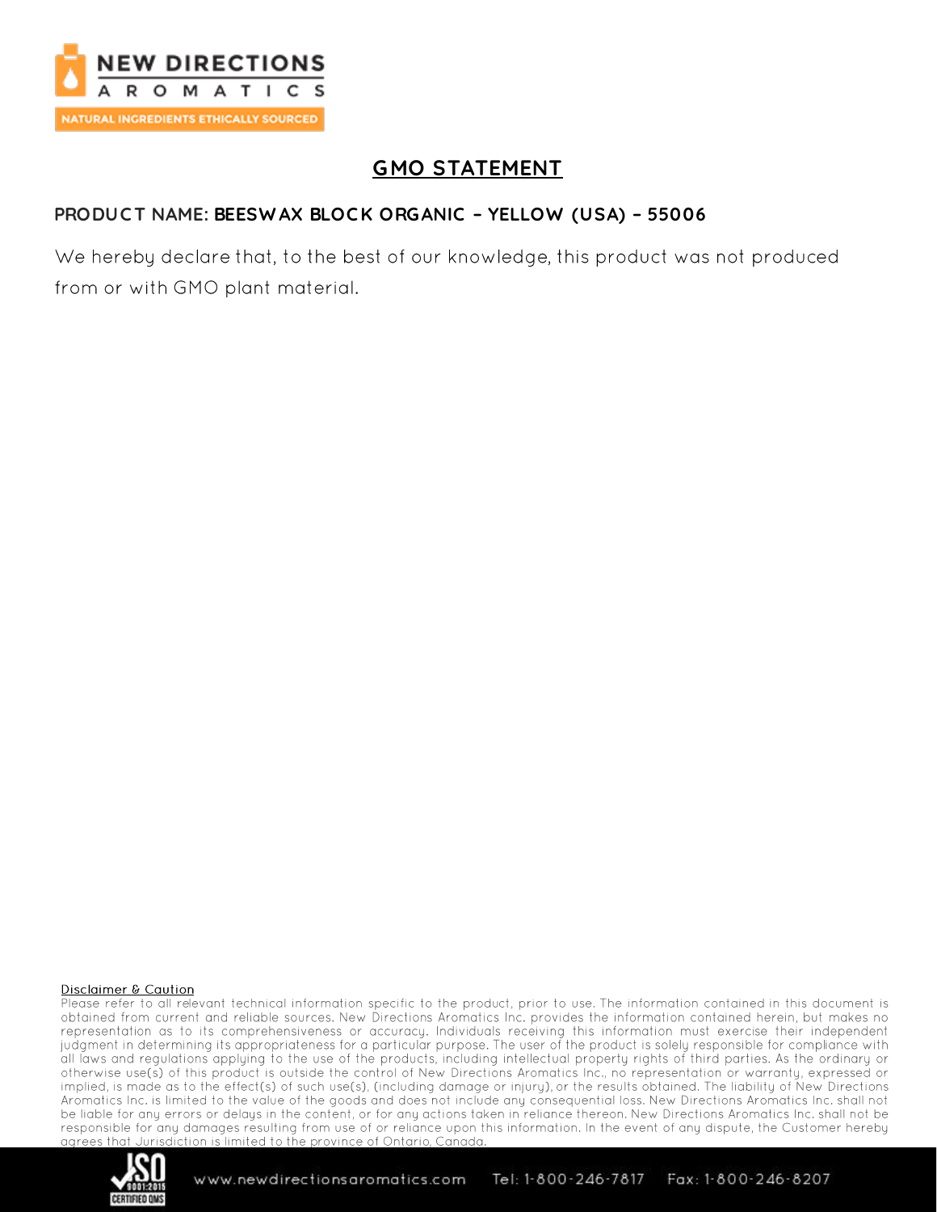# GMO STATEMENT

**PRODUCT NAME: BEESWAX BLOCK ORGANIC – YELLOW (USA) – 55006**

We hereby declare that, to the best of our knowledge, this product was not produced from or with GMO plant material.

Disclaimer & Caution

Please refer to all relevant technical information specific to the product, prior to use. The information contained in this document is obtained from current and reliable sources. New Directions Aromatics Inc. provides the information contained herein, but makes no representation as to its comprehensiveness or accuracy. Individuals receiving this information must exercise their independent judgment in determining its appropriateness for a particular purpose. The user of the product is solely responsible for compliance with all laws and regulations applying to the use of the products, including intellectual property rights of third parties. As the ordinary or otherwise use(s) of this product is outside the control of New Directions Aromatics Inc., no representation or warranty, expressed or implied, is made as to the effect(s) of such use(s), (including damage or injury), or the results obtained. The liability of New Directions Aromatics Inc. is limited to the value of the goods and does not include any consequential loss. New Directions Aromatics Inc. shall not be liable for any errors or delays in the content, or for any actions taken in reliance thereon. New Directions Aromatics Inc. shall not be responsible for any damages resulting from use of or reliance upon this information. In the event of any dispute, the Customer hereby agrees that Jurisdiction is limited to the province of Ontario, Canada.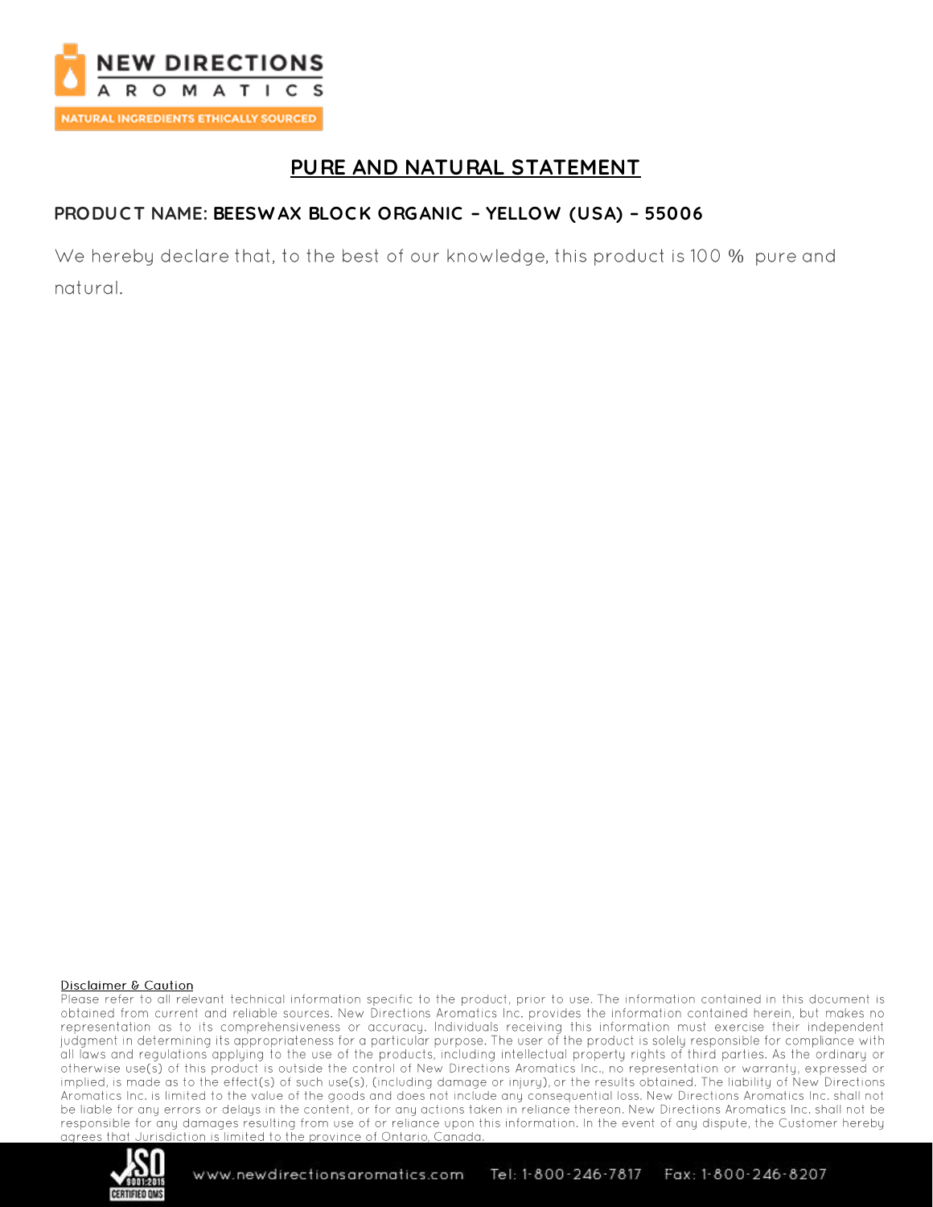# PURE AND NATURAL STATEMENT

**PRODUCT NAME: BEESWAX BLOCK ORGANIC – YELLOW (USA) – 55006**

We hereby declare that, to the best of our knowledge, this product is 100 % pure and natural.

**Disclaimer & Caution**

Please refer to all relevant technical information specific to the product, prior to use. The information contained in this document is obtained from current and reliable sources. New Directions Aromatics Inc. provides the information contained herein, but makes no representation as to its comprehensiveness or accuracy. Individuals receiving this information must exercise their independent judgment in determining its appropriateness for a particular purpose. The user of the product is solely responsible for compliance with all laws and regulations applying to the use of the products, including intellectual property rights of third parties. As the ordinary or otherwise use(s) of this product is outside the control of New Directions Aromatics Inc., no representation or warranty, expressed or implied, is made as to the effect(s) of such use(s), (including damage or injury), or the results obtained. The liability of New Directions Aromatics Inc. is limited to the value of the goods and does not include any consequential loss. New Directions Aromatics Inc. shall not be liable for any errors or delays in the content, or for any actions taken in reliance thereon. New Directions Aromatics Inc. shall not be responsible for any damages resulting from use of or reliance upon this information. In the event of any dispute, the Customer hereby agrees that Jurisdiction is limited to the province of Ontario, Canada.

www.newdirectionsaromatics.com Tel: 1-800-246-7817 Fax: 1-800-246-8207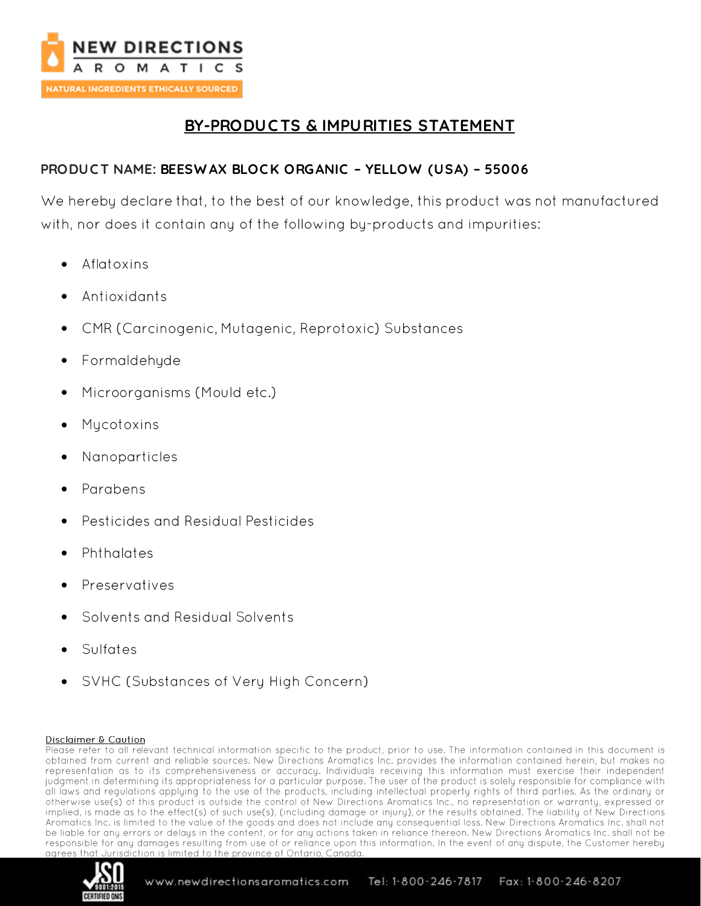# BY-PRODUCTS & IMPURITIES STATEMENT

**PRODUCT NAME: BEESWAX BLOCK ORGANIC – YELLOW (USA) – 55006**

We hereby declare that, to the best of our knowledge, this product was not manufactured with, nor does it contain any of the following by-products and impurities:

- Aflatoxins
- Antioxidants
- CMR (Carcinogenic, Mutagenic, Reprotoxic) Substances
- Formaldehyde
- Microorganisms (Mould etc.)
- Mycotoxins
- Nanoparticles
- Parabens
- Pesticides and Residual Pesticides
- Phthalates
- Preservatives
- Solvents and Residual Solvents
- Sulfates
- SVHC (Substances of Very High Concern)

Disclaimer & Caution

Please refer to all relevant technical information specific to the product, prior to use. The information contained in this document is obtained from current and reliable sources. New Directions Aromatics Inc. provides the information contained herein, but makes no representation as to its comprehensiveness or accuracy. Individuals receiving this information must exercise their independent judgment in determining its appropriateness for a particular purpose. The user of the product is solely responsible for compliance with all laws and regulations applying to the use of the products, including intellectual property rights of third parties. As the ordinary or otherwise use(s) of this product is outside the control of New Directions Aromatics Inc., no representation or warranty, expressed or implied, is made as to the effect(s) of such use(s), (including damage or injury), or the results obtained. The liability of New Directions Aromatics Inc. is limited to the value of the goods and does not include any consequential loss. New Directions Aromatics Inc. shall not be liable for any errors or delays in the content, or for any actions taken in reliance thereon. New Directions Aromatics Inc. shall not be responsible for any damages resulting from use of or reliance upon this information. In the event of any dispute, the Customer hereby agrees that Jurisdiction is limited to the province of Ontario, Canada.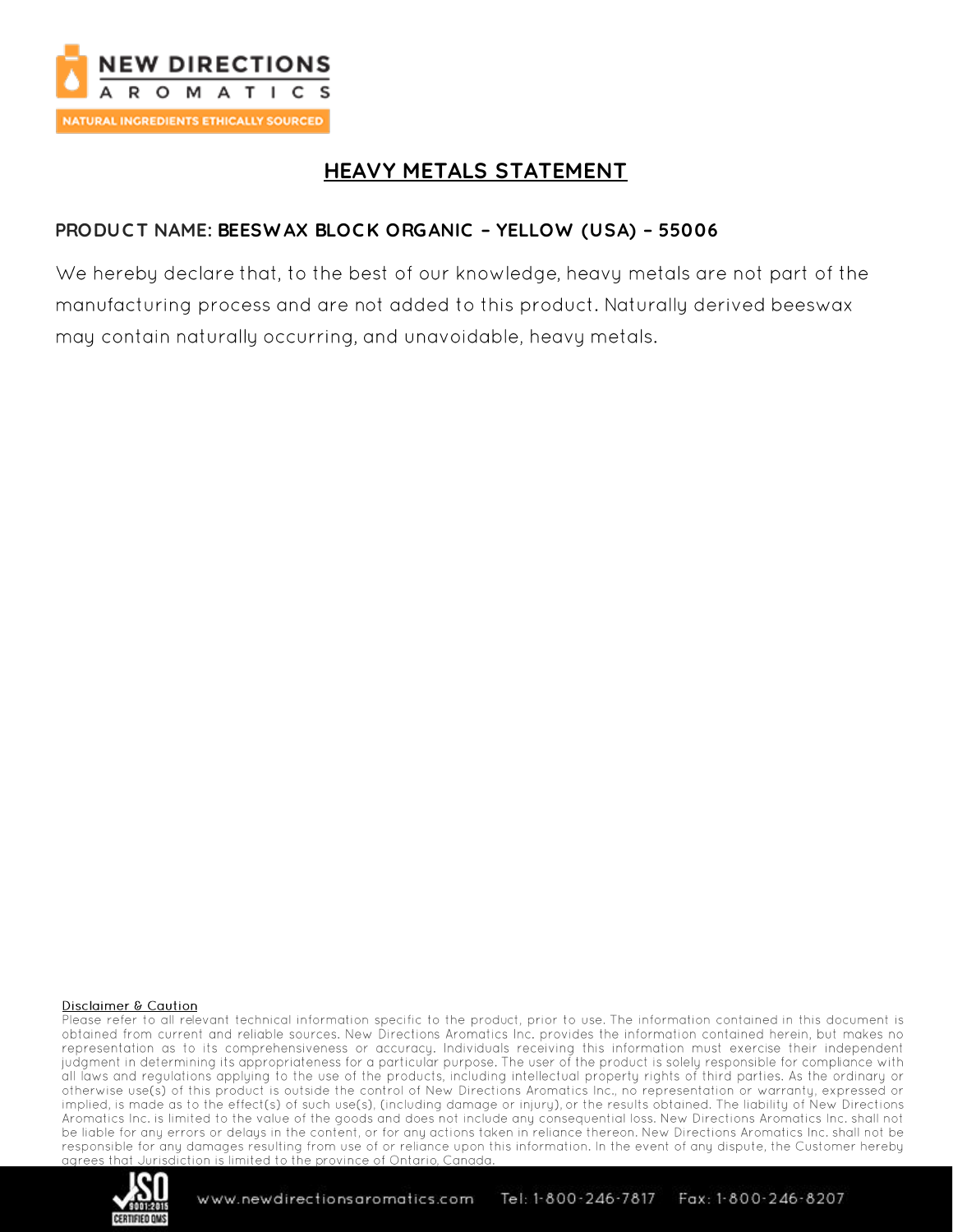# HEAVY METALS STATEMENT

**PRODUCT NAME: BEESWAX BLOCK ORGANIC – YELLOW (USA) – 55006**

We hereby declare that, to the best of our knowledge, heavy metals are not part of the manufacturing process and are not added to this product. Naturally derived beeswax may contain naturally occurring, and unavoidable, heavy metals.

Disclaimer & Caution

Please refer to all relevant technical information specific to the product, prior to use. The information contained in this document is obtained from current and reliable sources. New Directions Aromatics Inc. provides the information contained herein, but makes no representation as to its comprehensiveness or accuracy. Individuals receiving this information must exercise their independent judgment in determining its appropriateness for a particular purpose. The user of the product is solely responsible for compliance with all laws and regulations applying to the use of the products, including intellectual property rights of third parties. As the ordinary or otherwise use(s) of this product is outside the control of New Directions Aromatics Inc., no representation or warranty, expressed or implied, is made as to the effect(s) of such use(s), (including damage or injury), or the results obtained. The liability of New Directions Aromatics Inc. is limited to the value of the goods and does not include any consequential loss. New Directions Aromatics Inc. shall not be liable for any errors or delays in the content, or for any actions taken in reliance thereon. New Directions Aromatics Inc. shall not be responsible for any damages resulting from use of or reliance upon this information. In the event of any dispute, the Customer hereby agrees that Jurisdiction is limited to the province of Ontario, Canada.

www.newdirectionsaromatics.com Tel: 1-800-246-7817 Fax: 1-800-246-8207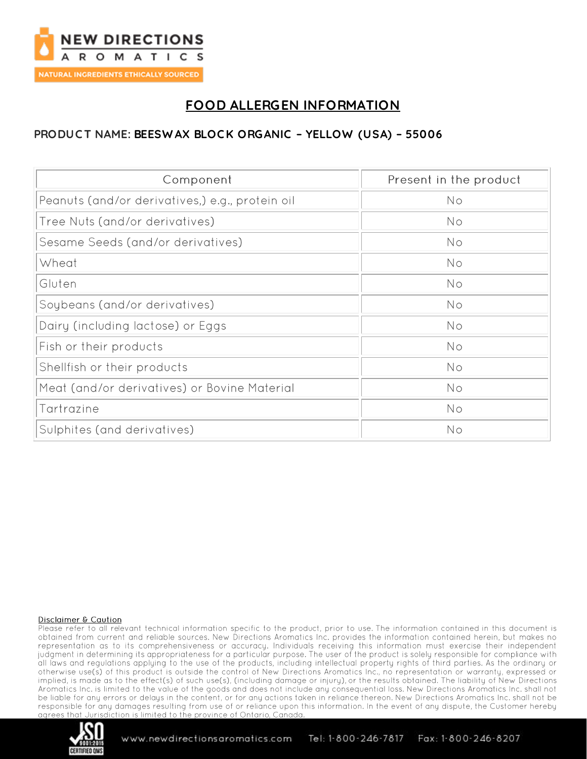NEW DIRECTIONS AROMATICS

NATURAL INGREDIENTS ETHICALLY SOURCED

# FOOD ALLERGEN INFORMATION

**PRODUCT NAME: BEESWAX BLOCK ORGANIC – YELLOW (USA) – 55006**

| Component | Present in the product |
| --- | --- |
| Peanuts (and/or derivatives,) e.g., protein oil | No |
| Tree Nuts (and/or derivatives) | No |
| Sesame Seeds (and/or derivatives) | No |
| Wheat | No |
| Gluten | No |
| Soybeans (and/or derivatives) | No |
| Dairy (including lactose) or Eggs | No |
| Fish or their products | No |
| Shellfish or their products | No |
| Meat (and/or derivatives) or Bovine Material | No |
| Tartrazine | No |
| Sulphites (and derivatives) | No |

**Disclaimer & Caution**

Please refer to all relevant technical information specific to the product, prior to use. The information contained in this document is obtained from current and reliable sources. New Directions Aromatics Inc. provides the information contained herein, but makes no representation as to its comprehensiveness or accuracy. Individuals receiving this information must exercise their independent judgment in determining its appropriateness for a particular purpose. The user of the product is solely responsible for compliance with all laws and regulations applying to the use of the products, including intellectual property rights of third parties. As the ordinary or otherwise use(s) of this product is outside the control of New Directions Aromatics Inc., no representation or warranty, expressed or implied, is made as to the effect(s) of such use(s), (including damage or injury), or the results obtained. The liability of New Directions Aromatics Inc. is limited to the value of the goods and does not include any consequential loss. New Directions Aromatics Inc. shall not be liable for any errors or delays in the content, or for any actions taken in reliance thereon. New Directions Aromatics Inc. shall not be responsible for any damages resulting from use of or reliance upon this information. In the event of any dispute, the Customer hereby agrees that Jurisdiction is limited to the province of Ontario, Canada.

www.newdirectionsaromatics.com Tel: 1-800-246-7817 Fax: 1-800-246-8207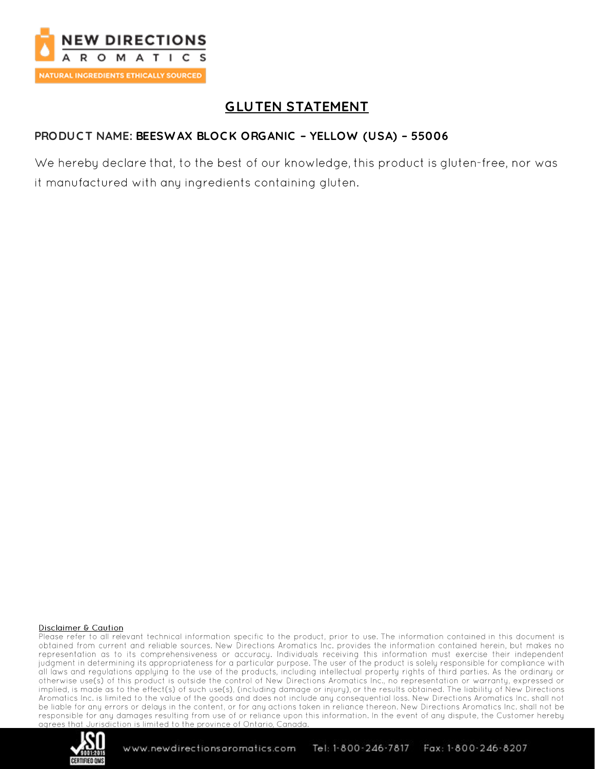# GLUTEN STATEMENT

**PRODUCT NAME: BEESWAX BLOCK ORGANIC – YELLOW (USA) – 55006**

We hereby declare that, to the best of our knowledge, this product is gluten-free, nor was it manufactured with any ingredients containing gluten.

Disclaimer & Caution

Please refer to all relevant technical information specific to the product, prior to use. The information contained in this document is obtained from current and reliable sources. New Directions Aromatics Inc. provides the information contained herein, but makes no representation as to its comprehensiveness or accuracy. Individuals receiving this information must exercise their independent judgment in determining its appropriateness for a particular purpose. The user of the product is solely responsible for compliance with all laws and regulations applying to the use of the products, including intellectual property rights of third parties. As the ordinary or otherwise use(s) of this product is outside the control of New Directions Aromatics Inc., no representation or warranty, expressed or implied, is made as to the effect(s) of such use(s), (including damage or injury), or the results obtained. The liability of New Directions Aromatics Inc. is limited to the value of the goods and does not include any consequential loss. New Directions Aromatics Inc. shall not be liable for any errors or delays in the content, or for any actions taken in reliance thereon. New Directions Aromatics Inc. shall not be responsible for any damages resulting from use of or reliance upon this information. In the event of any dispute, the Customer hereby agrees that Jurisdiction is limited to the province of Ontario, Canada.

www.newdirectionsaromatics.com Tel: 1-800-246-7817 Fax: 1-800-246-8207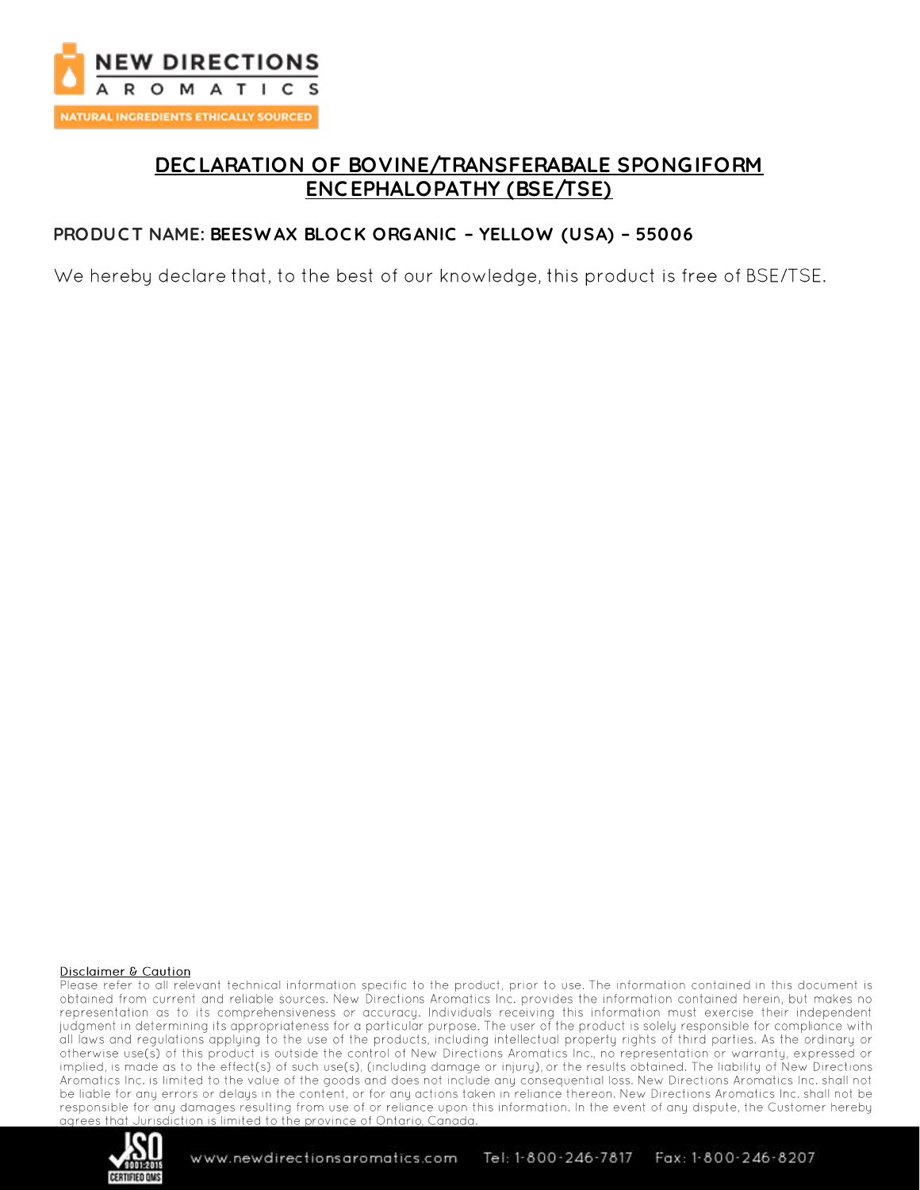# DECLARATION OF BOVINE/TRANSFERABALE SPONGIFORM ENCEPHALOPATHY (BSE/TSE)

**PRODUCT NAME: BEESWAX BLOCK ORGANIC – YELLOW (USA) – 55006**

We hereby declare that, to the best of our knowledge, this product is free of BSE/TSE.

Disclaimer & Caution

Please refer to all relevant technical information specific to the product, prior to use. The information contained in this document is obtained from current and reliable sources. New Directions Aromatics Inc. provides the information contained herein, but makes no representation as to its comprehensiveness or accuracy. Individuals receiving this information must exercise their independent judgment in determining its appropriateness for a particular purpose. The user of the product is solely responsible for compliance with all laws and regulations applying to the use of the products, including intellectual property rights of third parties. As the ordinary or otherwise use(s) of this product is outside the control of New Directions Aromatics Inc., no representation or warranty, expressed or implied, is made as to the effect(s) of such use(s), (including damage or injury), or the results obtained. The liability of New Directions Aromatics Inc. is limited to the value of the goods and does not include any consequential loss. New Directions Aromatics Inc. shall not be liable for any errors or delays in the content, or for any actions taken in reliance thereon. New Directions Aromatics Inc. shall not be responsible for any damages resulting from use of or reliance upon this information. In the event of any dispute, the Customer hereby agrees that Jurisdiction is limited to the province of Ontario, Canada.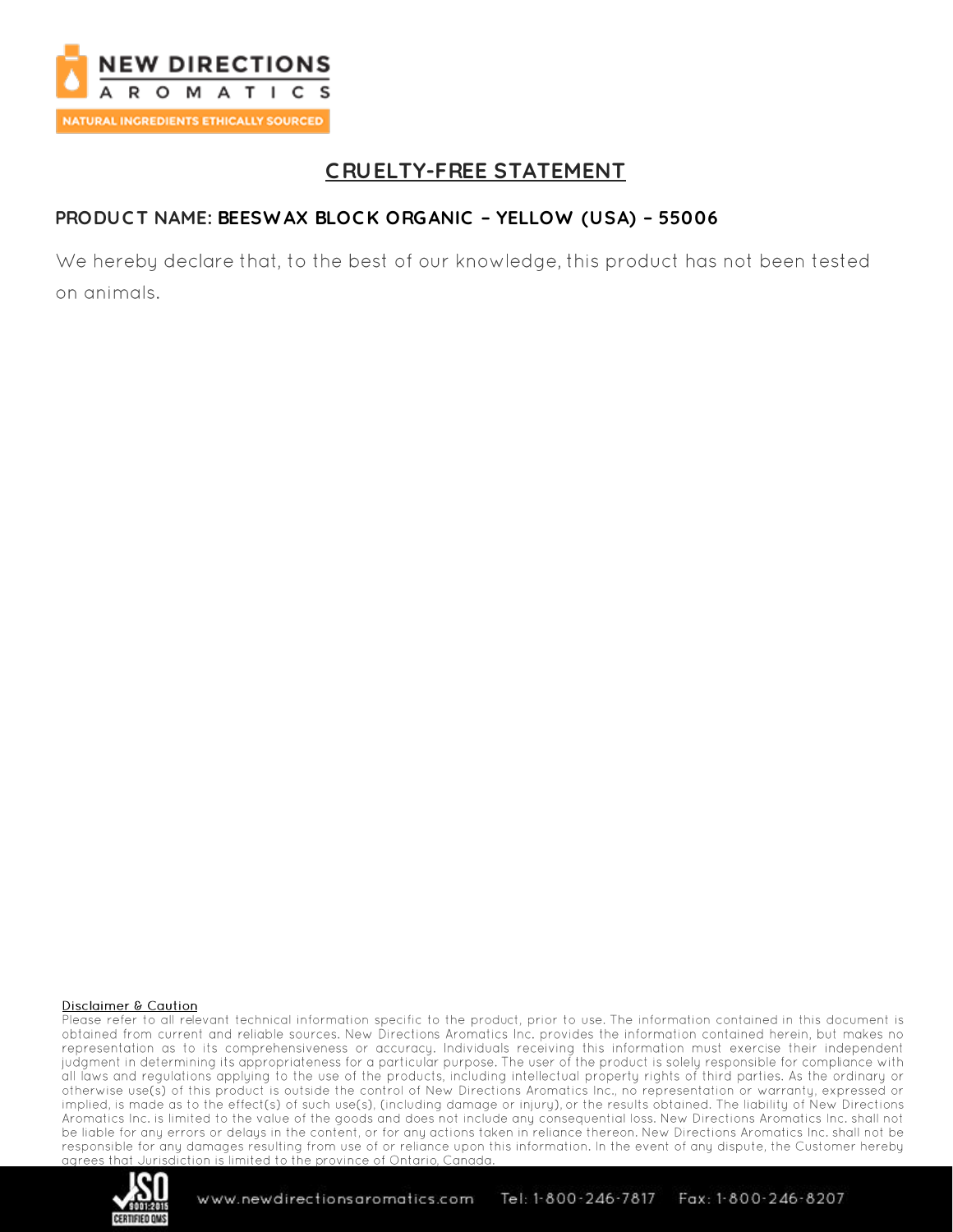## CRUELTY-FREE STATEMENT

**PRODUCT NAME: BEESWAX BLOCK ORGANIC – YELLOW (USA) – 55006**

We hereby declare that, to the best of our knowledge, this product has not been tested on animals.

Disclaimer & Caution

Please refer to all relevant technical information specific to the product, prior to use. The information contained in this document is obtained from current and reliable sources. New Directions Aromatics Inc. provides the information contained herein, but makes no representation as to its comprehensiveness or accuracy. Individuals receiving this information must exercise their independent judgment in determining its appropriateness for a particular purpose. The user of the product is solely responsible for compliance with all laws and regulations applying to the use of the products, including intellectual property rights of third parties. As the ordinary or otherwise use(s) of this product is outside the control of New Directions Aromatics Inc., no representation or warranty, expressed or implied, is made as to the effect(s) of such use(s), (including damage or injury), or the results obtained. The liability of New Directions Aromatics Inc. is limited to the value of the goods and does not include any consequential loss. New Directions Aromatics Inc. shall not be liable for any errors or delays in the content, or for any actions taken in reliance thereon. New Directions Aromatics Inc. shall not be responsible for any damages resulting from use of or reliance upon this information. In the event of any dispute, the Customer hereby agrees that Jurisdiction is limited to the province of Ontario, Canada.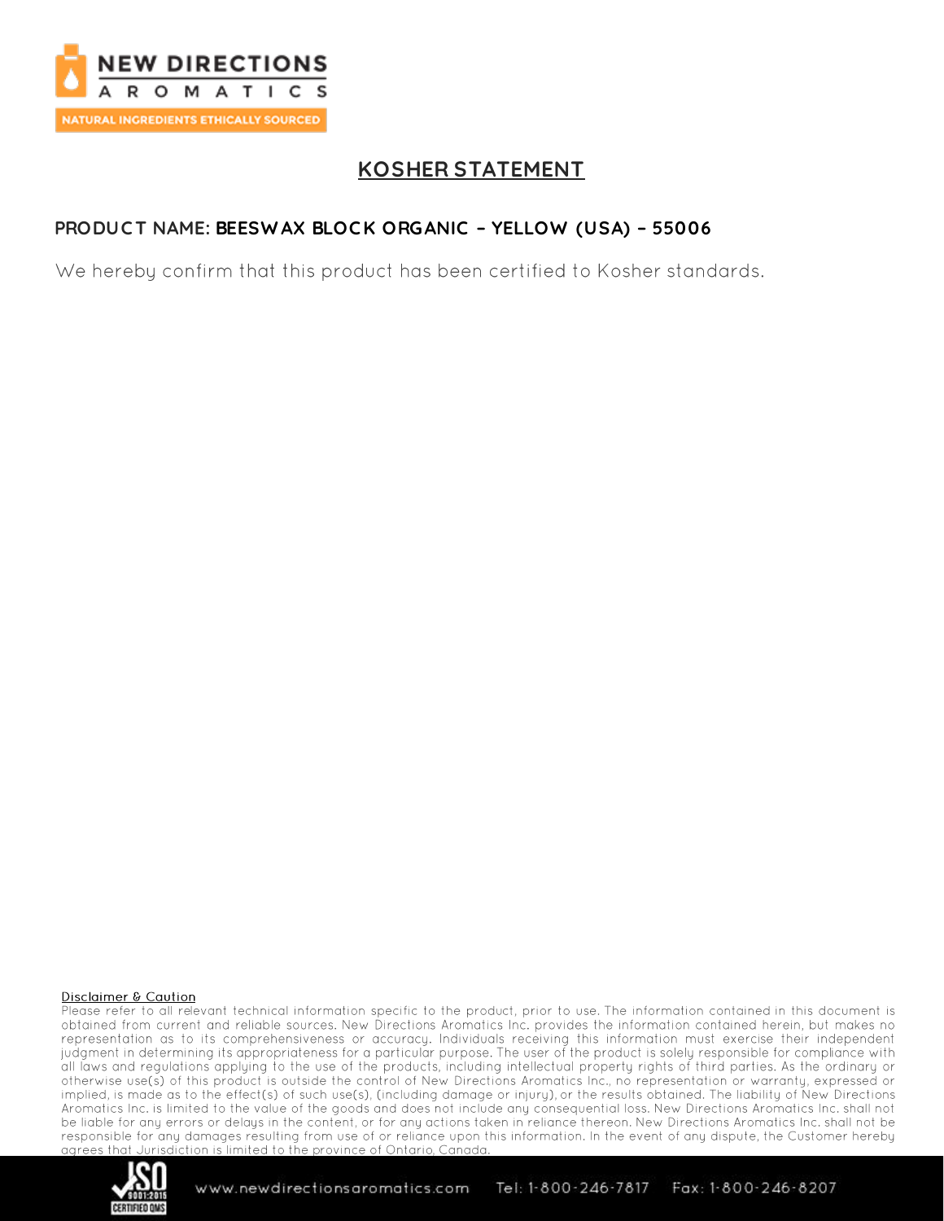# KOSHER STATEMENT

**PRODUCT NAME: BEESWAX BLOCK ORGANIC – YELLOW (USA) – 55006**

We hereby confirm that this product has been certified to Kosher standards.

Disclaimer & Caution

Please refer to all relevant technical information specific to the product, prior to use. The information contained in this document is obtained from current and reliable sources. New Directions Aromatics Inc. provides the information contained herein, but makes no representation as to its comprehensiveness or accuracy. Individuals receiving this information must exercise their independent judgment in determining its appropriateness for a particular purpose. The user of the product is solely responsible for compliance with all laws and regulations applying to the use of the products, including intellectual property rights of third parties. As the ordinary or otherwise use(s) of this product is outside the control of New Directions Aromatics Inc., no representation or warranty, expressed or implied, is made as to the effect(s) of such use(s), (including damage or injury), or the results obtained. The liability of New Directions Aromatics Inc. is limited to the value of the goods and does not include any consequential loss. New Directions Aromatics Inc. shall not be liable for any errors or delays in the content, or for any actions taken in reliance thereon. New Directions Aromatics Inc. shall not be responsible for any damages resulting from use of or reliance upon this information. In the event of any dispute, the Customer hereby agrees that Jurisdiction is limited to the province of Ontario, Canada.

www.newdirectionsaromatics.com Tel: 1-800-246-7817 Fax: 1-800-246-8207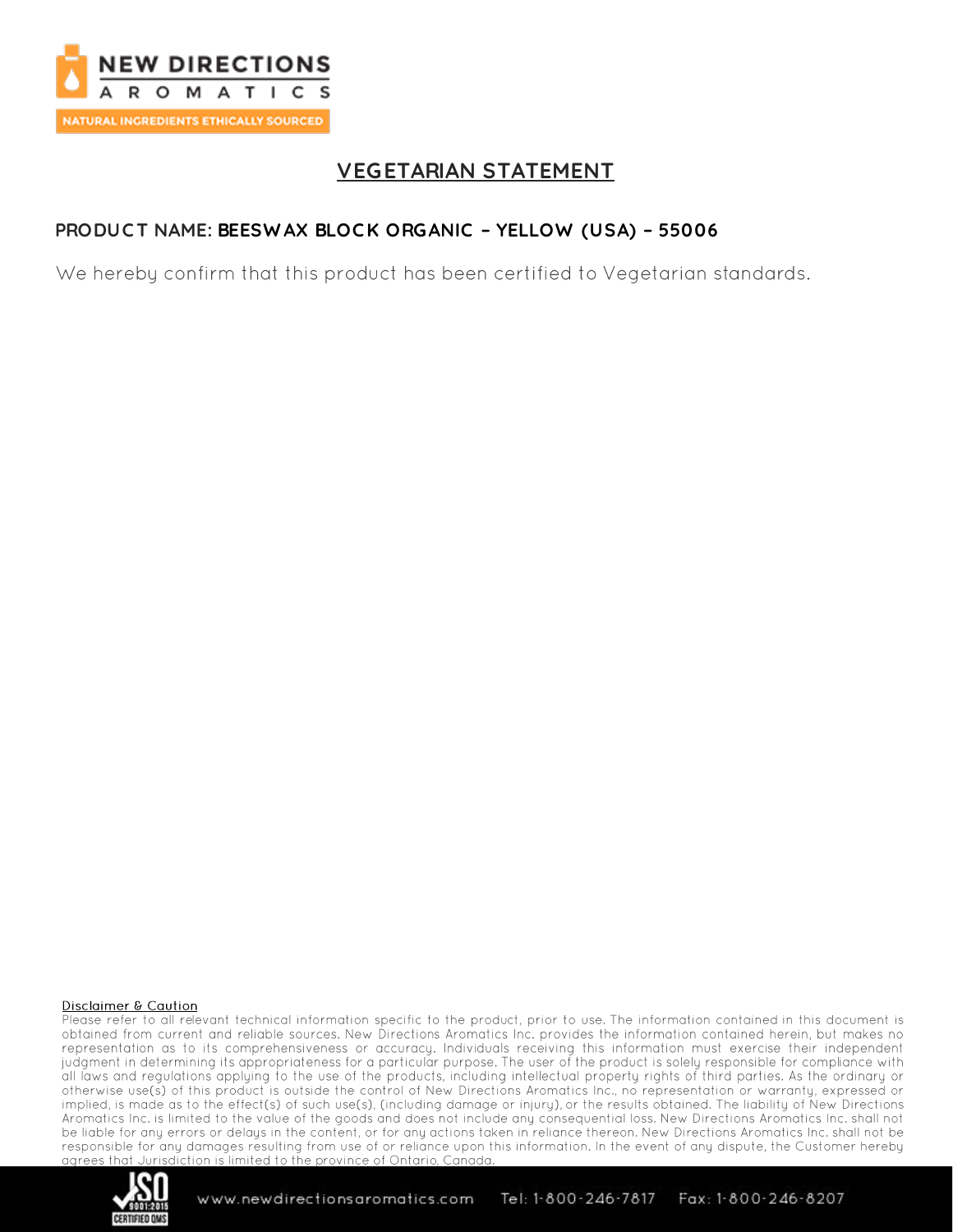# VEGETARIAN STATEMENT

**PRODUCT NAME: BEESWAX BLOCK ORGANIC – YELLOW (USA) – 55006**

We hereby confirm that this product has been certified to Vegetarian standards.

**Disclaimer & Caution**

Please refer to all relevant technical information specific to the product, prior to use. The information contained in this document is obtained from current and reliable sources. New Directions Aromatics Inc. provides the information contained herein, but makes no representation as to its comprehensiveness or accuracy. Individuals receiving this information must exercise their independent judgment in determining its appropriateness for a particular purpose. The user of the product is solely responsible for compliance with all laws and regulations applying to the use of the products, including intellectual property rights of third parties. As the ordinary or otherwise use(s) of this product is outside the control of New Directions Aromatics Inc., no representation or warranty, expressed or implied, is made as to the effect(s) of such use(s), (including damage or injury), or the results obtained. The liability of New Directions Aromatics Inc. is limited to the value of the goods and does not include any consequential loss. New Directions Aromatics Inc. shall not be liable for any errors or delays in the content, or for any actions taken in reliance thereon. New Directions Aromatics Inc. shall not be responsible for any damages resulting from use of or reliance upon this information. In the event of any dispute, the Customer hereby agrees that Jurisdiction is limited to the province of Ontario, Canada.

www.newdirectionsaromatics.com Tel: 1-800-246-7817 Fax: 1-800-246-8207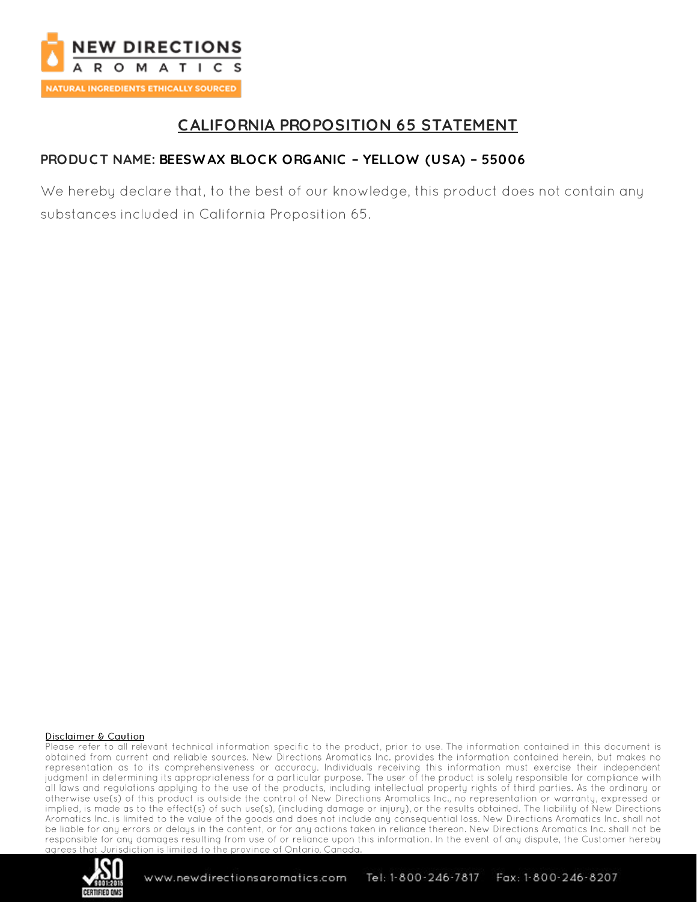# CALIFORNIA PROPOSITION 65 STATEMENT

**PRODUCT NAME: BEESWAX BLOCK ORGANIC – YELLOW (USA) – 55006**

We hereby declare that, to the best of our knowledge, this product does not contain any substances included in California Proposition 65.

Disclaimer & Caution

Please refer to all relevant technical information specific to the product, prior to use. The information contained in this document is obtained from current and reliable sources. New Directions Aromatics Inc. provides the information contained herein, but makes no representation as to its comprehensiveness or accuracy. Individuals receiving this information must exercise their independent judgment in determining its appropriateness for a particular purpose. The user of the product is solely responsible for compliance with all laws and regulations applying to the use of the products, including intellectual property rights of third parties. As the ordinary or otherwise use(s) of this product is outside the control of New Directions Aromatics Inc., no representation or warranty, expressed or implied, is made as to the effect(s) of such use(s), (including damage or injury), or the results obtained. The liability of New Directions Aromatics Inc. is limited to the value of the goods and does not include any consequential loss. New Directions Aromatics Inc. shall not be liable for any errors or delays in the content, or for any actions taken in reliance thereon. New Directions Aromatics Inc. shall not be responsible for any damages resulting from use of or reliance upon this information. In the event of any dispute, the Customer hereby agrees that Jurisdiction is limited to the province of Ontario, Canada.

www.newdirectionsaromatics.com Tel: 1-800-246-7817 Fax: 1-800-246-8207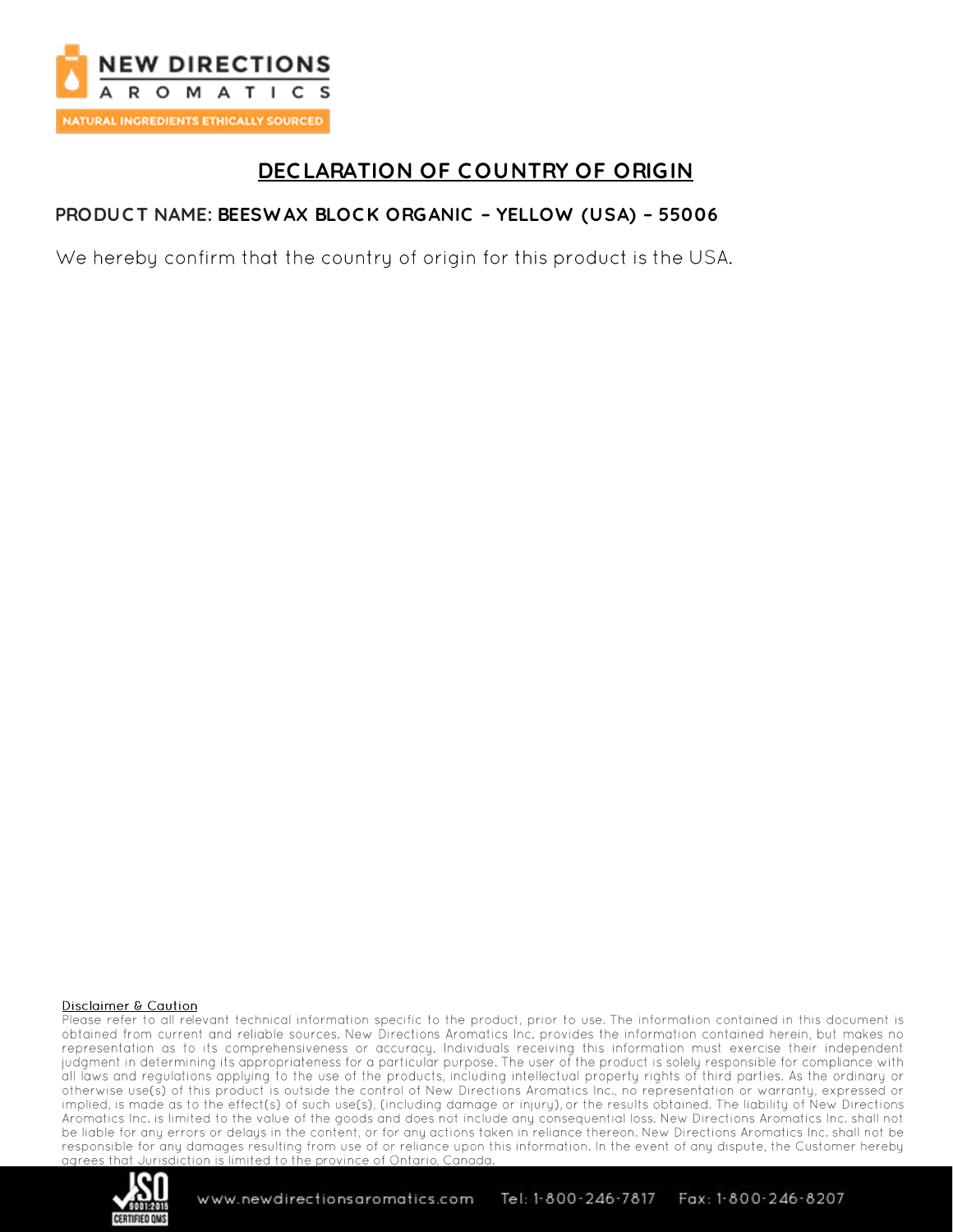# DECLARATION OF COUNTRY OF ORIGIN

**PRODUCT NAME: BEESWAX BLOCK ORGANIC – YELLOW (USA) – 55006**

We hereby confirm that the country of origin for this product is the USA.

Disclaimer & Caution

Please refer to all relevant technical information specific to the product, prior to use. The information contained in this document is obtained from current and reliable sources. New Directions Aromatics Inc. provides the information contained herein, but makes no representation as to its comprehensiveness or accuracy. Individuals receiving this information must exercise their independent judgment in determining its appropriateness for a particular purpose. The user of the product is solely responsible for compliance with all laws and regulations applying to the use of the products, including intellectual property rights of third parties. As the ordinary or otherwise use(s) of this product is outside the control of New Directions Aromatics Inc., no representation or warranty, expressed or implied, is made as to the effect(s) of such use(s), (including damage or injury), or the results obtained. The liability of New Directions Aromatics Inc. is limited to the value of the goods and does not include any consequential loss. New Directions Aromatics Inc. shall not be liable for any errors or delays in the content, or for any actions taken in reliance thereon. New Directions Aromatics Inc. shall not be responsible for any damages resulting from use of or reliance upon this information. In the event of any dispute, the Customer hereby agrees that Jurisdiction is limited to the province of Ontario, Canada.